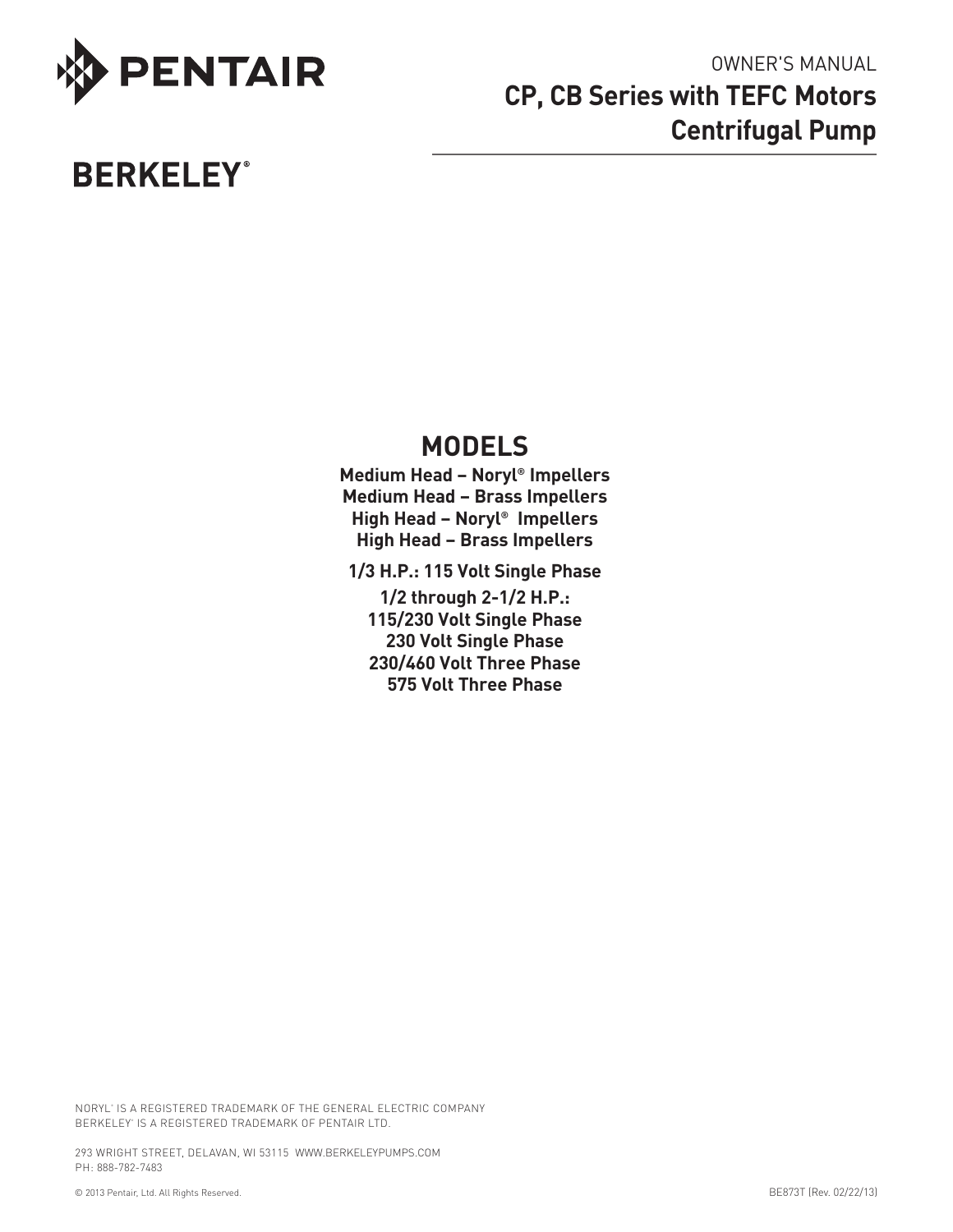PENTAIR

OWNER'S MANUAL

# CP, CB Series with TEFC Motors Centrifugal Pump

BERKELEY®

## MODELS

**Medium Head – Noryl® Impellers**
**Medium Head – Brass Impellers**
**High Head – Noryl® Impellers**
**High Head – Brass Impellers**

**1/3 H.P.: 115 Volt Single Phase**

**1/2 through 2-1/2 H.P.:**
**115/230 Volt Single Phase**
**230 Volt Single Phase**
**230/460 Volt Three Phase**
**575 Volt Three Phase**

NORYL® IS A REGISTERED TRADEMARK OF THE GENERAL ELECTRIC COMPANY
BERKELEY® IS A REGISTERED TRADEMARK OF PENTAIR LTD.

293 WRIGHT STREET, DELAVAN, WI 53115 WWW.BERKELEYPUMPS.COM
PH: 888-782-7483

© 2013 Pentair, Ltd. All Rights Reserved.

BE873T (Rev. 02/22/13)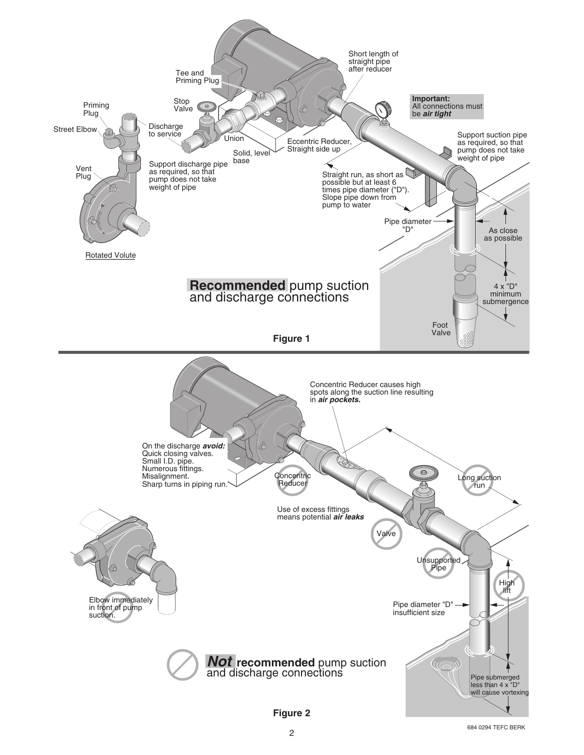Tee and Priming Plug

Stop Valve

Priming Plug

Street Elbow

Discharge to service

Union

Solid, level base

Vent Plug

Support discharge pipe as required, so that pump does not take weight of pipe

Rotated Volute

Short length of straight pipe after reducer

**Important:** All connections must be ***air tight***

Eccentric Reducer, Straight side up

Support suction pipe as required, so that pump does not take weight of pipe

Straight run, as short as possible but at least 6 times pipe diameter ("D"). Slope pipe down from pump to water

Pipe diameter "D"

As close as possible

4 x "D" minimum submergence

Foot Valve

**Recommended** pump suction and discharge connections

**Figure 1**

Concentric Reducer causes high spots along the suction line resulting in ***air pockets.***

On the discharge ***avoid:***
Quick closing valves.
Small I.D. pipe.
Numerous fittings.
Misalignment.
Sharp turns in piping run.

Concentric Reducer

Long suction run

Use of excess fittings means potential ***air leaks***

Valve

Unsupported Pipe

High lift

Pipe diameter "D" insufficient size

Elbow immediately in front of pump suction.

***Not*** **recommended** pump suction and discharge connections

Pipe submerged less than 4 x "D" will cause vortexing

**Figure 2**

684 0294 TEFC BERK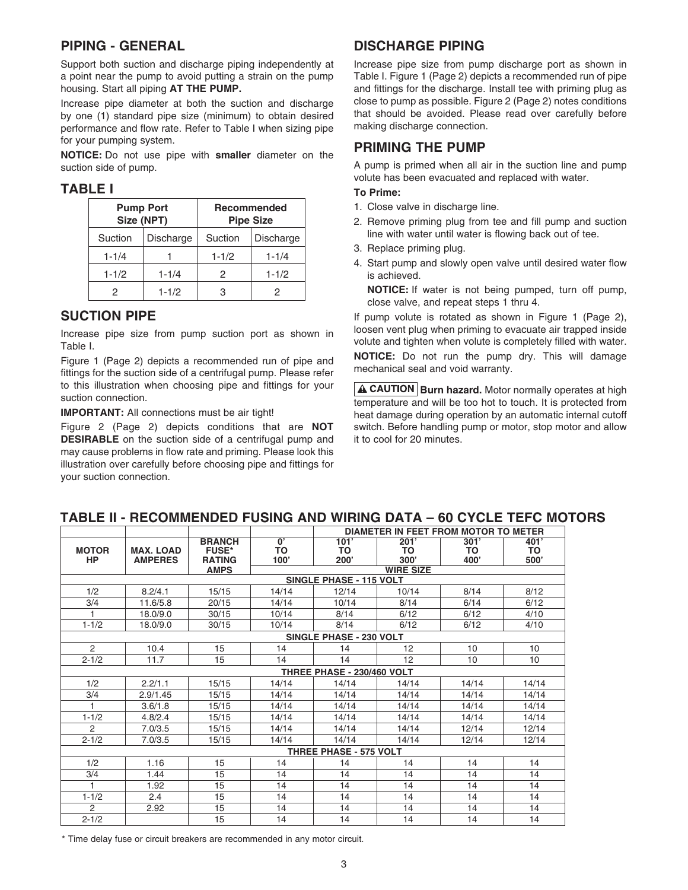## PIPING - GENERAL

Support both suction and discharge piping independently at a point near the pump to avoid putting a strain on the pump housing. Start all piping **AT THE PUMP.**

Increase pipe diameter at both the suction and discharge by one (1) standard pipe size (minimum) to obtain desired performance and flow rate. Refer to Table I when sizing pipe for your pumping system.

**NOTICE:** Do not use pipe with **smaller** diameter on the suction side of pump.

## TABLE I

| Pump Port Size (NPT) | | Recommended Pipe Size | |
|---|---|---|---|
| Suction | Discharge | Suction | Discharge |
| 1-1/4 | 1 | 1-1/2 | 1-1/4 |
| 1-1/2 | 1-1/4 | 2 | 1-1/2 |
| 2 | 1-1/2 | 3 | 2 |

## SUCTION PIPE

Increase pipe size from pump suction port as shown in Table I.

Figure 1 (Page 2) depicts a recommended run of pipe and fittings for the suction side of a centrifugal pump. Please refer to this illustration when choosing pipe and fittings for your suction connection.

**IMPORTANT:** All connections must be air tight!

Figure 2 (Page 2) depicts conditions that are **NOT DESIRABLE** on the suction side of a centrifugal pump and may cause problems in flow rate and priming. Please look this illustration over carefully before choosing pipe and fittings for your suction connection.

## DISCHARGE PIPING

Increase pipe size from pump discharge port as shown in Table I. Figure 1 (Page 2) depicts a recommended run of pipe and fittings for the discharge. Install tee with priming plug as close to pump as possible. Figure 2 (Page 2) notes conditions that should be avoided. Please read over carefully before making discharge connection.

## PRIMING THE PUMP

A pump is primed when all air in the suction line and pump volute has been evacuated and replaced with water.

**To Prime:**

1. Close valve in discharge line.
2. Remove priming plug from tee and fill pump and suction line with water until water is flowing back out of tee.
3. Replace priming plug.
4. Start pump and slowly open valve until desired water flow is achieved.

   **NOTICE:** If water is not being pumped, turn off pump, close valve, and repeat steps 1 thru 4.

If pump volute is rotated as shown in Figure 1 (Page 2), loosen vent plug when priming to evacuate air trapped inside volute and tighten when volute is completely filled with water.

**NOTICE:** Do not run the pump dry. This will damage mechanical seal and void warranty.

**⚠ CAUTION** **Burn hazard.** Motor normally operates at high temperature and will be too hot to touch. It is protected from heat damage during operation by an automatic internal cutoff switch. Before handling pump or motor, stop motor and allow it to cool for 20 minutes.

## TABLE II - RECOMMENDED FUSING AND WIRING DATA – 60 CYCLE TEFC MOTORS

| | | | DIAMETER IN FEET FROM MOTOR TO METER | | | | |
|---|---|---|---|---|---|---|---|
| MOTOR HP | MAX. LOAD AMPERES | BRANCH FUSE* RATING AMPS | 0' TO 100' | 101' TO 200' | 201' TO 300' | 301' TO 400' | 401' TO 500' |
| | | | WIRE SIZE | | | | |
| | | | SINGLE PHASE - 115 VOLT | | | | |
| 1/2 | 8.2/4.1 | 15/15 | 14/14 | 12/14 | 10/14 | 8/14 | 8/12 |
| 3/4 | 11.6/5.8 | 20/15 | 14/14 | 10/14 | 8/14 | 6/14 | 6/12 |
| 1 | 18.0/9.0 | 30/15 | 10/14 | 8/14 | 6/12 | 6/12 | 4/10 |
| 1-1/2 | 18.0/9.0 | 30/15 | 10/14 | 8/14 | 6/12 | 6/12 | 4/10 |
| | | | SINGLE PHASE - 230 VOLT | | | | |
| 2 | 10.4 | 15 | 14 | 14 | 12 | 10 | 10 |
| 2-1/2 | 11.7 | 15 | 14 | 14 | 12 | 10 | 10 |
| | | | THREE PHASE - 230/460 VOLT | | | | |
| 1/2 | 2.2/1.1 | 15/15 | 14/14 | 14/14 | 14/14 | 14/14 | 14/14 |
| 3/4 | 2.9/1.45 | 15/15 | 14/14 | 14/14 | 14/14 | 14/14 | 14/14 |
| 1 | 3.6/1.8 | 15/15 | 14/14 | 14/14 | 14/14 | 14/14 | 14/14 |
| 1-1/2 | 4.8/2.4 | 15/15 | 14/14 | 14/14 | 14/14 | 14/14 | 14/14 |
| 2 | 7.0/3.5 | 15/15 | 14/14 | 14/14 | 14/14 | 12/14 | 12/14 |
| 2-1/2 | 7.0/3.5 | 15/15 | 14/14 | 14/14 | 14/14 | 12/14 | 12/14 |
| | | | THREE PHASE - 575 VOLT | | | | |
| 1/2 | 1.16 | 15 | 14 | 14 | 14 | 14 | 14 |
| 3/4 | 1.44 | 15 | 14 | 14 | 14 | 14 | 14 |
| 1 | 1.92 | 15 | 14 | 14 | 14 | 14 | 14 |
| 1-1/2 | 2.4 | 15 | 14 | 14 | 14 | 14 | 14 |
| 2 | 2.92 | 15 | 14 | 14 | 14 | 14 | 14 |
| 2-1/2 | | 15 | 14 | 14 | 14 | 14 | 14 |

* Time delay fuse or circuit breakers are recommended in any motor circuit.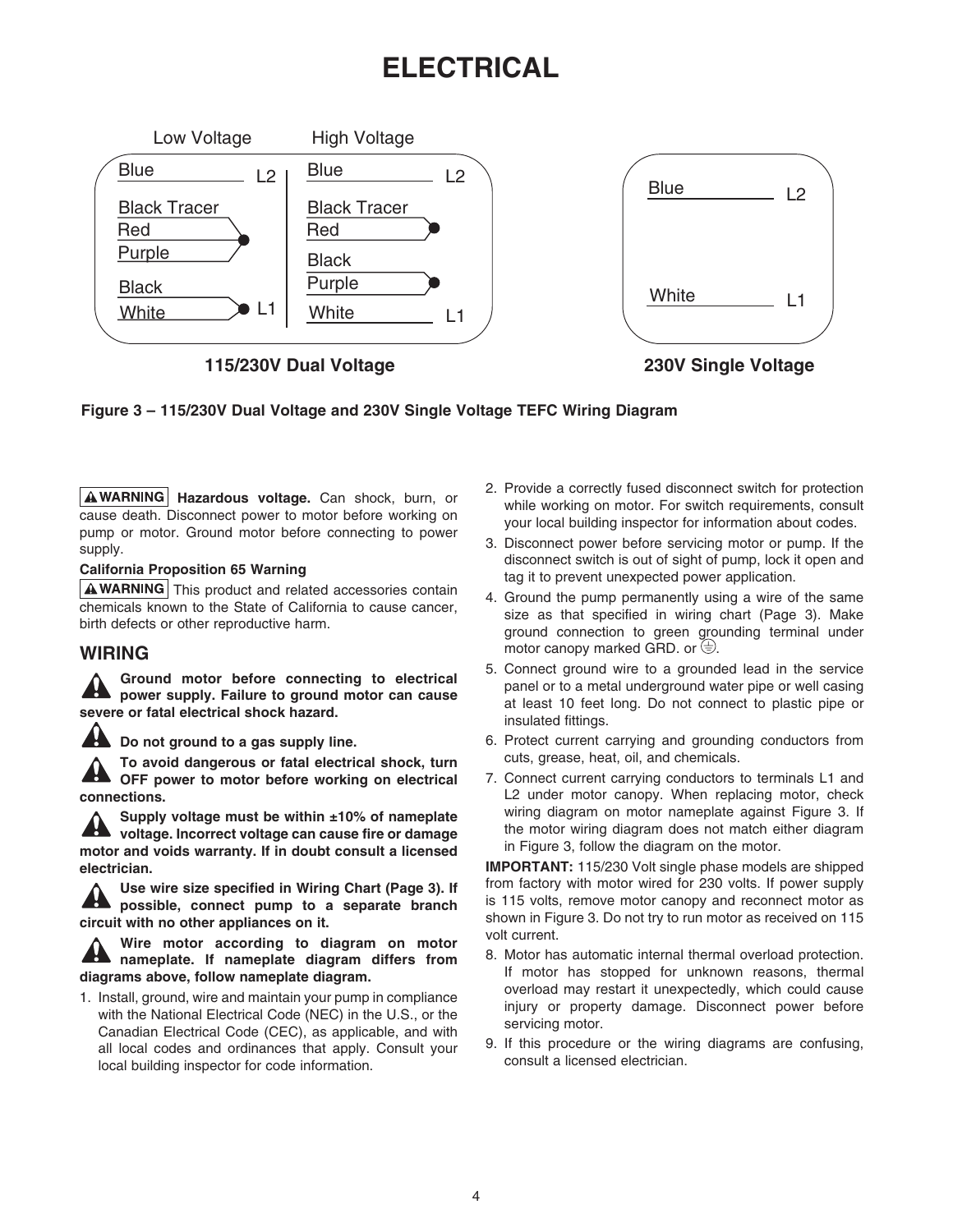# ELECTRICAL

Low Voltage | High Voltage

Blue L2 | Blue L2
Black Tracer | Black Tracer
Red | Red
Purple | Black
Black | Purple
White L1 | White L1

**115/230V Dual Voltage**

Blue L2
White L1

**230V Single Voltage**

**Figure 3 – 115/230V Dual Voltage and 230V Single Voltage TEFC Wiring Diagram**

**⚠ WARNING** **Hazardous voltage.** Can shock, burn, or cause death. Disconnect power to motor before working on pump or motor. Ground motor before connecting to power supply.

**California Proposition 65 Warning**

**⚠ WARNING** This product and related accessories contain chemicals known to the State of California to cause cancer, birth defects or other reproductive harm.

## WIRING

**Ground motor before connecting to electrical power supply. Failure to ground motor can cause severe or fatal electrical shock hazard.**

**Do not ground to a gas supply line.**

**To avoid dangerous or fatal electrical shock, turn OFF power to motor before working on electrical connections.**

**Supply voltage must be within ±10% of nameplate voltage. Incorrect voltage can cause fire or damage motor and voids warranty. If in doubt consult a licensed electrician.**

**Use wire size specified in Wiring Chart (Page 3). If possible, connect pump to a separate branch circuit with no other appliances on it.**

**Wire motor according to diagram on motor nameplate. If nameplate diagram differs from diagrams above, follow nameplate diagram.**

1. Install, ground, wire and maintain your pump in compliance with the National Electrical Code (NEC) in the U.S., or the Canadian Electrical Code (CEC), as applicable, and with all local codes and ordinances that apply. Consult your local building inspector for code information.
2. Provide a correctly fused disconnect switch for protection while working on motor. For switch requirements, consult your local building inspector for information about codes.
3. Disconnect power before servicing motor or pump. If the disconnect switch is out of sight of pump, lock it open and tag it to prevent unexpected power application.
4. Ground the pump permanently using a wire of the same size as that specified in wiring chart (Page 3). Make ground connection to green grounding terminal under motor canopy marked GRD. or ⏚.
5. Connect ground wire to a grounded lead in the service panel or to a metal underground water pipe or well casing at least 10 feet long. Do not connect to plastic pipe or insulated fittings.
6. Protect current carrying and grounding conductors from cuts, grease, heat, oil, and chemicals.
7. Connect current carrying conductors to terminals L1 and L2 under motor canopy. When replacing motor, check wiring diagram on motor nameplate against Figure 3. If the motor wiring diagram does not match either diagram in Figure 3, follow the diagram on the motor.

**IMPORTANT:** 115/230 Volt single phase models are shipped from factory with motor wired for 230 volts. If power supply is 115 volts, remove motor canopy and reconnect motor as shown in Figure 3. Do not try to run motor as received on 115 volt current.

8. Motor has automatic internal thermal overload protection. If motor has stopped for unknown reasons, thermal overload may restart it unexpectedly, which could cause injury or property damage. Disconnect power before servicing motor.
9. If this procedure or the wiring diagrams are confusing, consult a licensed electrician.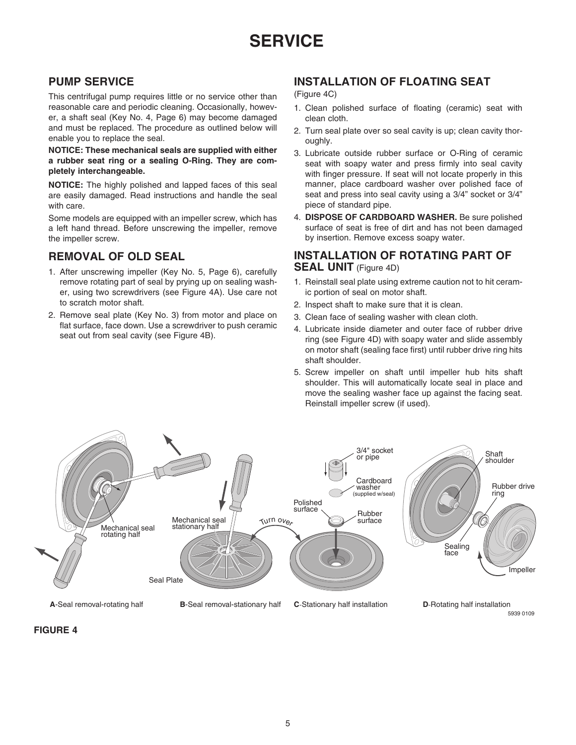# SERVICE

## PUMP SERVICE

This centrifugal pump requires little or no service other than reasonable care and periodic cleaning. Occasionally, however, a shaft seal (Key No. 4, Page 6) may become damaged and must be replaced. The procedure as outlined below will enable you to replace the seal.

**NOTICE: These mechanical seals are supplied with either a rubber seat ring or a sealing O-Ring. They are completely interchangeable.**

**NOTICE:** The highly polished and lapped faces of this seal are easily damaged. Read instructions and handle the seal with care.

Some models are equipped with an impeller screw, which has a left hand thread. Before unscrewing the impeller, remove the impeller screw.

## REMOVAL OF OLD SEAL

1. After unscrewing impeller (Key No. 5, Page 6), carefully remove rotating part of seal by prying up on sealing washer, using two screwdrivers (see Figure 4A). Use care not to scratch motor shaft.
2. Remove seal plate (Key No. 3) from motor and place on flat surface, face down. Use a screwdriver to push ceramic seat out from seal cavity (see Figure 4B).

## INSTALLATION OF FLOATING SEAT

(Figure 4C)

1. Clean polished surface of floating (ceramic) seat with clean cloth.
2. Turn seal plate over so seal cavity is up; clean cavity thoroughly.
3. Lubricate outside rubber surface or O-Ring of ceramic seat with soapy water and press firmly into seal cavity with finger pressure. If seat will not locate properly in this manner, place cardboard washer over polished face of seat and press into seal cavity using a 3/4" socket or 3/4" piece of standard pipe.
4. **DISPOSE OF CARDBOARD WASHER.** Be sure polished surface of seat is free of dirt and has not been damaged by insertion. Remove excess soapy water.

## INSTALLATION OF ROTATING PART OF SEAL UNIT (Figure 4D)

1. Reinstall seal plate using extreme caution not to hit ceramic portion of seal on motor shaft.
2. Inspect shaft to make sure that it is clean.
3. Clean face of sealing washer with clean cloth.
4. Lubricate inside diameter and outer face of rubber drive ring (see Figure 4D) with soapy water and slide assembly on motor shaft (sealing face first) until rubber drive ring hits shaft shoulder.
5. Screw impeller on shaft until impeller hub hits shaft shoulder. This will automatically locate seal in place and move the sealing washer face up against the facing seat. Reinstall impeller screw (if used).

Mechanical seal rotating half — Mechanical seal stationary half — Seal Plate — Turn over — 3/4" socket or pipe — Cardboard washer (supplied w/seal) — Polished surface — Rubber surface — Shaft shoulder — Rubber drive ring — Sealing face — Impeller

**A**-Seal removal-rotating half **B**-Seal removal-stationary half **C**-Stationary half installation **D**-Rotating half installation

5939 0109

**FIGURE 4**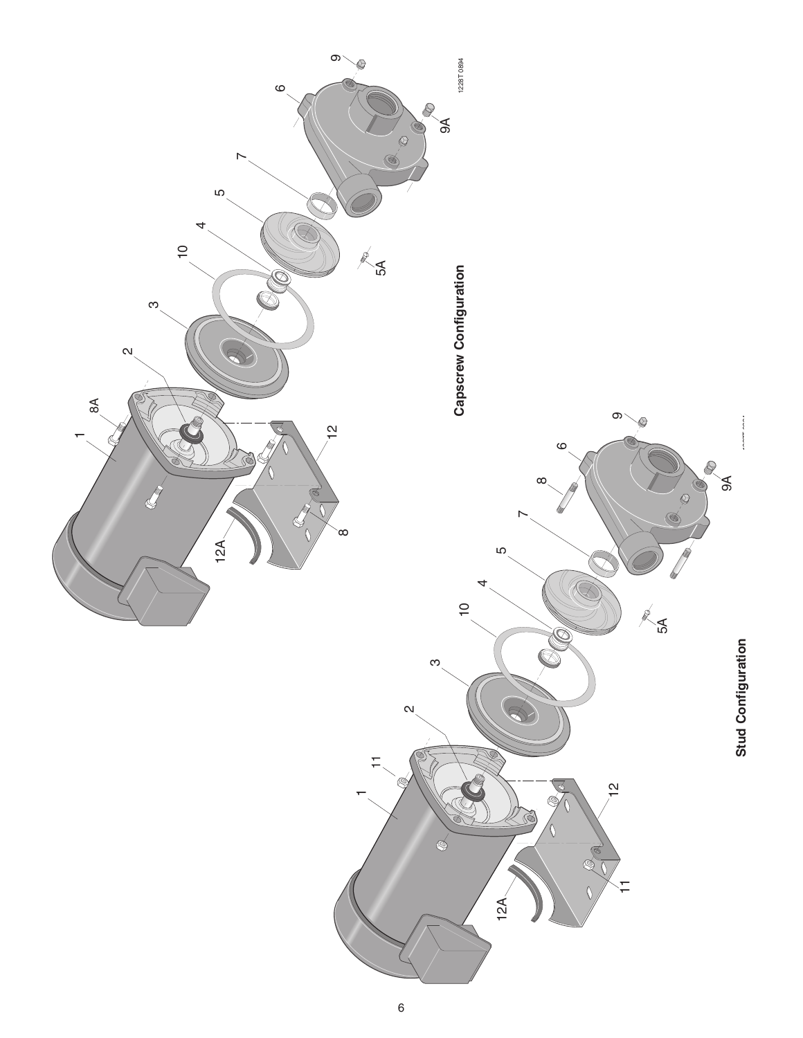### Capscrew Configuration

### Stud Configuration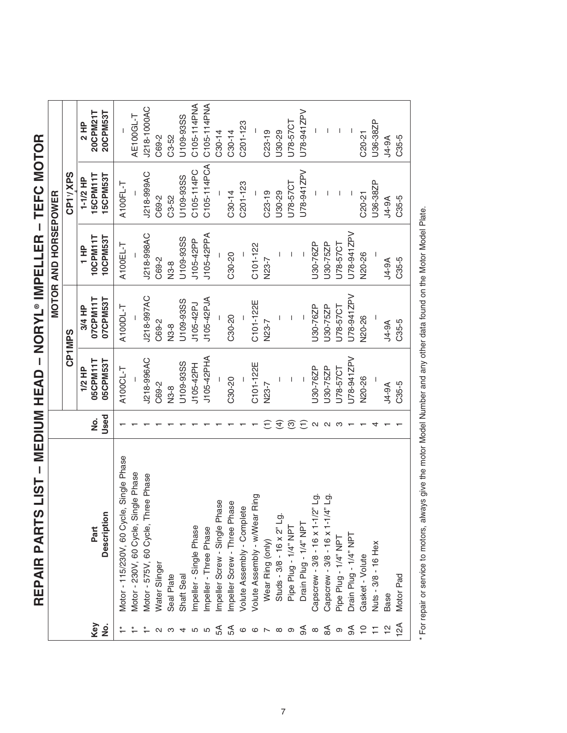# REPAIR PARTS LIST – MEDIUM HEAD – NORYL® IMPELLER – TEFC MOTOR

| Key No. | Part Description | No. Used | MOTOR AND HORSEPOWER | | | | |
|---|---|---|---|---|---|---|---|
| | | | CP1MPS | | | CP1¹/₄XPS | |
| | | | 1/2 HP 05CPM11T 05CPM53T | 3/4 HP 07CPM11T 07CPM53T | 1 HP 10CPM11T 10CPM53T | 1-1/2 HP 15CPM11T 15CPM53T | 2 HP 20CPM21T 20CPM53T |
| 1* | Motor - 115/230V, 60 Cycle, Single Phase | 1 | A100CL-T | A100DL-T | A100EL-T | A100FL-T | – |
| 1* | Motor - 230V, 60 Cycle, Single Phase | 1 | – | – | – | – | AE100GL-T |
| 1* | Motor - 575V, 60 Cycle, Three Phase | 1 | J218-996AC | J218-997AC | J218-998AC | J218-999AC | J218-1000AC |
| 2 | Water Slinger | 1 | C69-2 | C69-2 | C69-2 | C69-2 | C69-2 |
| 3 | Seal Plate | 1 | N3-8 | N3-8 | N3-8 | C3-52 | C3-52 |
| 4 | Shaft Seal | 1 | U109-93SS | U109-93SS | U109-93SS | U109-93SS | U109-93SS |
| 5 | Impeller - Single Phase | 1 | J105-42PH | J105-42PJ | J105-42PP | C105-114PC | C105-114PNA |
| 5 | Impeller - Three Phase | 1 | J105-42PHA | J105-42PJA | J105-42PPA | C105-114PCA | C105-114PNA |
| 5A | Impeller Screw - Single Phase | 1 | – | – | – | – | C30-14 |
| 5A | Impeller Screw - Three Phase | 1 | C30-20 | C30-20 | C30-20 | C30-14 | C30-14 |
| 6 | Volute Assembly - Complete | 1 | – | – | – | C201-123 | C201-123 |
| 6 | Volute Assembly - w/Wear Ring | 1 | C101-122E | C101-122E | C101-122 | – | – |
| 7 | Wear Ring (only) | (1) | N23-7 | N23-7 | N23-7 | C23-19 | C23-19 |
| 8 | Studs - 3/8 - 16 x 2" Lg. | (4) | – | – | – | U30-29 | U30-29 |
| 9 | Pipe Plug - 1/4" NPT | (3) | – | – | – | U78-57CT | U78-57CT |
| 9A | Drain Plug - 1/4" NPT | (1) | – | – | – | U78-941ZPV | U78-941ZPV |
| 8 | Capscrew - 3/8 - 16 x 1-1/2" Lg. | 2 | U30-76ZP | U30-76ZP | U30-76ZP | – | – |
| 8A | Capscrew - 3/8 - 16 x 1-1/4" Lg. | 2 | U30-75ZP | U30-75ZP | U30-75ZP | – | – |
| 9 | Pipe Plug - 1/4" NPT | 3 | U78-57CT | U78-57CT | U78-57CT | – | – |
| 9A | Drain Plug - 1/4" NPT | 1 | U78-941ZPV | U78-941ZPV | U78-941ZPV | – | – |
| 10 | Gasket - Volute | 1 | N20-26 | N20-26 | N20-26 | C20-21 | C20-21 |
| 11 | Nuts - 3/8 - 16 Hex | 4 | – | – | – | U36-38ZP | U36-38ZP |
| 12 | Base | 1 | J4-9A | J4-9A | J4-9A | J4-9A | J4-9A |
| 12A | Motor Pad | 1 | C35-5 | C35-5 | C35-5 | C35-5 | C35-5 |

* For repair or service to motors, always give the motor Model Number and any other data found on the Motor Model Plate.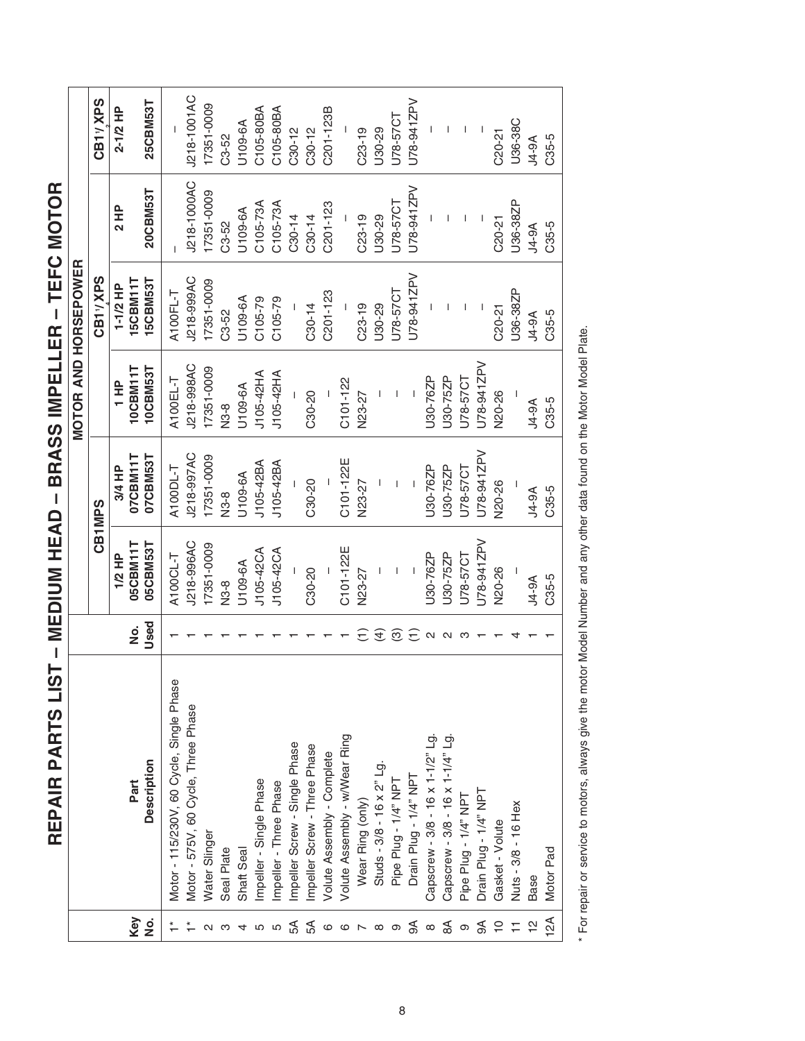# REPAIR PARTS LIST – MEDIUM HEAD – BRASS IMPELLER – TEFC MOTOR

| Key No. | Part Description | No. Used | CB1MPS 1/2 HP 05CBM11T 05CBM53T | CB1MPS 3/4 HP 07CBM11T 07CBM53T | CB1MPS 1 HP 10CBM11T 10CBM53T | CB1¼XPS 1-1/2 HP 15CBM11T 15CBM53T | CB1¼XPS 2 HP 20CBM53T | CB1½XPS 2-1/2 HP 25CBM53T |
|---|---|---|---|---|---|---|---|---|
| 1* | Motor - 115/230V, 60 Cycle, Single Phase | 1 | A100CL-T | A100DL-T | A100EL-T | A100FL-T | – | – |
| 1* | Motor - 575V, 60 Cycle, Three Phase | 1 | J218-996AC | J218-997AC | J218-998AC | J218-999AC | J218-1000AC | J218-1001AC |
| 2 | Water Slinger | 1 | 17351-0009 | 17351-0009 | 17351-0009 | 17351-0009 | 17351-0009 | 17351-0009 |
| 3 | Seal Plate | 1 | N3-8 | N3-8 | N3-8 | C3-52 | C3-52 | C3-52 |
| 4 | Shaft Seal | 1 | U109-6A | U109-6A | U109-6A | U109-6A | U109-6A | U109-6A |
| 5 | Impeller - Single Phase | 1 | J105-42CA | J105-42BA | J105-42HA | C105-79 | C105-73A | C105-80BA |
| 5 | Impeller - Three Phase | 1 | J105-42CA | J105-42BA | J105-42HA | C105-79 | C105-73A | C105-80BA |
| 5A | Impeller Screw - Single Phase | 1 | – | – | – | – | C30-14 | C30-12 |
| 5A | Impeller Screw - Three Phase | 1 | C30-20 | C30-20 | C30-20 | C30-14 | C30-14 | C30-12 |
| 6 | Volute Assembly - Complete | 1 | – | – | – | C201-123 | C201-123 | C201-123B |
| 6 | Volute Assembly - w/Wear Ring | 1 | C101-122E | C101-122E | C101-122 | – | – | – |
| 7 | Wear Ring (only) | (1) | N23-27 | N23-27 | N23-27 | C23-19 | C23-19 | C23-19 |
| 8 | Studs - 3/8 - 16 x 2" Lg. | (4) | – | – | – | U30-29 | U30-29 | U30-29 |
| 9 | Pipe Plug - 1/4" NPT | (3) | – | – | – | U78-57CT | U78-57CT | U78-57CT |
| 9A | Drain Plug - 1/4" NPT | (1) | – | – | – | U78-941ZPV | U78-941ZPV | U78-941ZPV |
| 8 | Capscrew - 3/8 - 16 x 1-1/2" Lg. | 2 | U30-76ZP | U30-76ZP | U30-76ZP | – | – | – |
| 8A | Capscrew - 3/8 - 16 x 1-1/4" Lg. | 2 | U30-75ZP | U30-75ZP | U30-75ZP | – | – | – |
| 9 | Pipe Plug - 1/4" NPT | 3 | U78-57CT | U78-57CT | U78-57CT | – | – | – |
| 9A | Drain Plug - 1/4" NPT | 1 | U78-941ZPV | U78-941ZPV | U78-941ZPV | – | – | – |
| 10 | Gasket - Volute | 1 | N20-26 | N20-26 | N20-26 | C20-21 | C20-21 | C20-21 |
| 11 | Nuts - 3/8 - 16 Hex | 4 | – | – | – | U36-38ZP | U36-38ZP | U36-38C |
| 12 | Base | 1 | J4-9A | J4-9A | J4-9A | J4-9A | J4-9A | J4-9A |
| 12A | Motor Pad | 1 | C35-5 | C35-5 | C35-5 | C35-5 | C35-5 | C35-5 |

* For repair or service to motors, always give the motor Model Number and any other data found on the Motor Model Plate.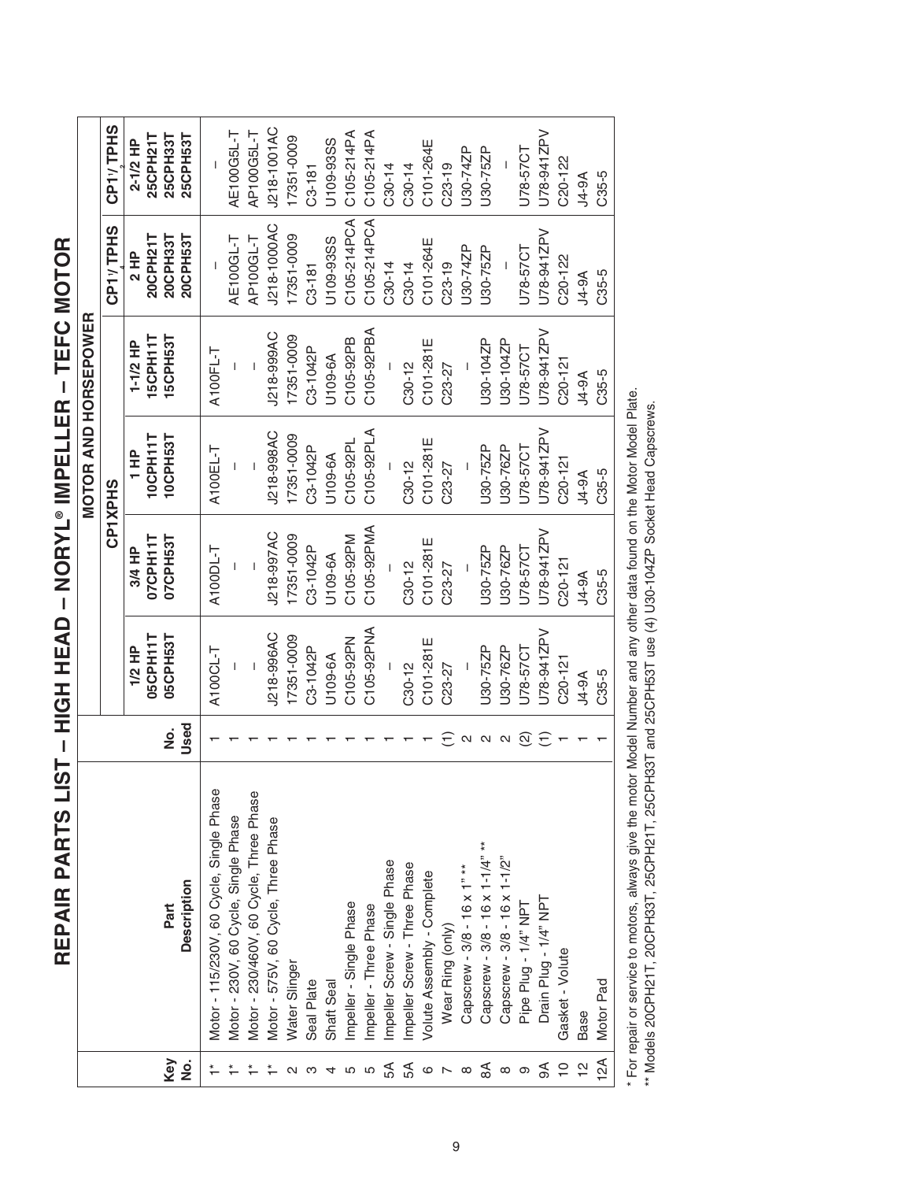# REPAIR PARTS LIST – HIGH HEAD – NORYL® IMPELLER – TEFC MOTOR

| Key No. | Part Description | No. Used | MOTOR AND HORSEPOWER | | | | | |
|---|---|---|---|---|---|---|---|---|
| | | | CP1XPHS | | | | CP1¼TPHS | CP1½TPHS |
| | | | 1/2 HP 05CPH11T 05CPH53T | 3/4 HP 07CPH11T 07CPH53T | 1 HP 10CPH11T 10CPH53T | 1-1/2 HP 15CPH11T 15CPH53T | 2 HP 20CPH21T 20CPH33T 20CPH53T | 2-1/2 HP 25CPH21T 25CPH33T 25CPH53T |
| 1* | Motor - 115/230V, 60 Cycle, Single Phase | 1 | A100CL-T | A100DL-T | A100EL-T | A100FL-T | – | – |
| 1* | Motor - 230V, 60 Cycle, Single Phase | 1 | – | – | – | – | AE100GL-T | AE100G5L-T |
| 1* | Motor - 230/460V, 60 Cycle, Three Phase | 1 | – | – | – | – | AP100GL-T | AP100G5L-T |
| 1* | Motor - 575V, 60 Cycle, Three Phase | 1 | J218-996AC | J218-997AC | J218-998AC | J218-999AC | J218-1000AC | J218-1001AC |
| 2 | Water Slinger | 1 | 17351-0009 | 17351-0009 | 17351-0009 | 17351-0009 | 17351-0009 | 17351-0009 |
| 3 | Seal Plate | 1 | C3-1042P | C3-1042P | C3-1042P | C3-1042P | C3-181 | C3-181 |
| 4 | Shaft Seal | 1 | U109-6A | U109-6A | U109-6A | U109-6A | U109-93SS | U109-93SS |
| 5 | Impeller - Single Phase | 1 | C105-92PN | C105-92PM | C105-92PL | C105-92PB | C105-214PCA | C105-214PA |
| 5 | Impeller - Three Phase | 1 | C105-92PNA | C105-92PMA | C105-92PLA | C105-92PBA | C105-214PCA | C105-214PA |
| 5A | Impeller Screw - Single Phase | 1 | – | – | – | – | C30-14 | C30-14 |
| 5A | Impeller Screw - Three Phase | 1 | C30-12 | C30-12 | C30-12 | C30-12 | C30-14 | C30-14 |
| 6 | Volute Assembly - Complete | 1 | C101-281E | C101-281E | C101-281E | C101-281E | C101-264E | C101-264E |
| 7 | Wear Ring (only) | (1) | C23-27 | C23-27 | C23-27 | C23-27 | C23-19 | C23-19 |
| 8 | Capscrew - 3/8 - 16 x 1" ** | 2 | – | – | – | – | U30-74ZP | U30-74ZP |
| 8A | Capscrew - 3/8 - 16 x 1-1/4" ** | 2 | U30-75ZP | U30-75ZP | U30-75ZP | U30-104ZP | U30-75ZP | U30-75ZP |
| 8 | Capscrew - 3/8 - 16 x 1-1/2" | 2 | U30-76ZP | U30-76ZP | U30-76ZP | U30-104ZP | – | – |
| 9 | Pipe Plug - 1/4" NPT | (2) | U78-57CT | U78-57CT | U78-57CT | U78-57CT | U78-57CT | U78-57CT |
| 9A | Drain Plug - 1/4" NPT | (1) | U78-941ZPV | U78-941ZPV | U78-941ZPV | U78-941ZPV | U78-941ZPV | U78-941ZPV |
| 10 | Gasket - Volute | 1 | C20-121 | C20-121 | C20-121 | C20-121 | C20-122 | C20-122 |
| 12 | Base | 1 | J4-9A | J4-9A | J4-9A | J4-9A | J4-9A | J4-9A |
| 12A | Motor Pad | 1 | C35-5 | C35-5 | C35-5 | C35-5 | C35-5 | C35-5 |

\* For repair or service to motors, always give the motor Model Number and any other data found on the Motor Model Plate.

** Models 20CPH21T, 20CPH33T, 25CPH21T, 25CPH33T and 25CPH53T use (4) U30-104ZP Socket Head Capscrews.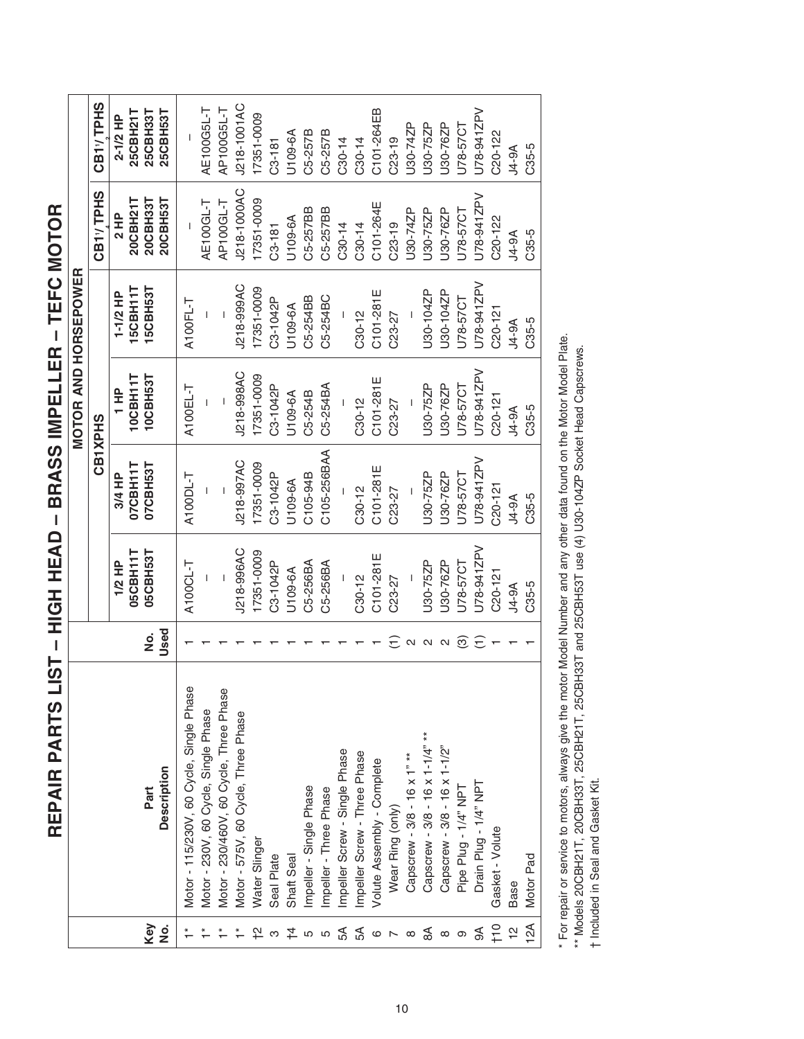# REPAIR PARTS LIST – HIGH HEAD – BRASS IMPELLER – TEFC MOTOR

| Key No. | Part Description | No. Used | MOTOR AND HORSEPOWER | | | | | |
|---|---|---|---|---|---|---|---|---|
| | | | CB1XPHS | | | | CB1¼TPHS | CB1½TPHS |
| | | | 1/2 HP 05CBH11T 05CBH53T | 3/4 HP 07CBH11T 07CBH53T | 1 HP 10CBH11T 10CBH53T | 1-1/2 HP 15CBH11T 15CBH53T | 2 HP 20CBH21T 20CBH33T 20CBH53T | 2-1/2 HP 25CBH21T 25CBH33T 25CBH53T |
| 1* | Motor - 115/230V, 60 Cycle, Single Phase | 1 | A100CL-T | A100DL-T | A100EL-T | A100FL-T | – | – |
| 1* | Motor - 230V, 60 Cycle, Single Phase | 1 | – | – | – | – | AE100GL-T | AE100G5L-T |
| 1* | Motor - 230/460V, 60 Cycle, Three Phase | 1 | – | – | – | – | AP100GL-T | AP100G5L-T |
| 1* | Motor - 575V, 60 Cycle, Three Phase | 1 | J218-996AC | J218-997AC | J218-998AC | J218-999AC | J218-1000AC | J218-1001AC |
| †2 | Water Slinger | 1 | 17351-0009 | 17351-0009 | 17351-0009 | 17351-0009 | 17351-0009 | 17351-0009 |
| 3 | Seal Plate | 1 | C3-1042P | C3-1042P | C3-1042P | C3-1042P | C3-181 | C3-181 |
| †4 | Shaft Seal | 1 | U109-6A | U109-6A | U109-6A | U109-6A | U109-6A | U109-6A |
| 5 | Impeller - Single Phase | 1 | C5-256BA | C105-94B | C5-254B | C5-254BB | C5-257BB | C5-257B |
| 5 | Impeller - Three Phase | 1 | C5-256BA | C105-256BAA | C5-254BA | C5-254BC | C5-257BB | C5-257B |
| 5A | Impeller Screw - Single Phase | 1 | – | – | – | – | C30-14 | C30-14 |
| 5A | Impeller Screw - Three Phase | 1 | C30-12 | C30-12 | C30-12 | C30-12 | C30-14 | C30-14 |
| 6 | Volute Assembly - Complete | 1 | C101-281E | C101-281E | C101-281E | C101-281E | C101-264E | C101-264EB |
| 7 | Wear Ring (only) | (1) | C23-27 | C23-27 | C23-27 | C23-27 | C23-19 | C23-19 |
| 8 | Capscrew - 3/8 - 16 x 1" ** | 2 | – | – | – | – | U30-74ZP | U30-74ZP |
| 8A | Capscrew - 3/8 - 16 x 1-1/4" ** | 2 | U30-75ZP | U30-75ZP | U30-75ZP | U30-104ZP | U30-75ZP | U30-75ZP |
| 8 | Capscrew - 3/8 - 16 x 1-1/2" | 2 | U30-76ZP | U30-76ZP | U30-76ZP | U30-104ZP | U30-76ZP | U30-76ZP |
| 9 | Pipe Plug - 1/4" NPT | (3) | U78-57CT | U78-57CT | U78-57CT | U78-57CT | U78-57CT | U78-57CT |
| 9A | Drain Plug - 1/4" NPT | (1) | U78-941ZPV | U78-941ZPV | U78-941ZPV | U78-941ZPV | U78-941ZPV | U78-941ZPV |
| †10 | Gasket - Volute | 1 | C20-121 | C20-121 | C20-121 | C20-121 | C20-122 | C20-122 |
| 12 | Base | 1 | J4-9A | J4-9A | J4-9A | J4-9A | J4-9A | J4-9A |
| 12A | Motor Pad | 1 | C35-5 | C35-5 | C35-5 | C35-5 | C35-5 | C35-5 |

* For repair or service to motors, always give the motor Model Number and any other data found on the Motor Model Plate.

** Models 20CBH21T, 20CBH33T, 25CBH21T, 25CBH33T and 25CBH53T use (4) U30-104ZP Socket Head Capscrews.

† Included in Seal and Gasket Kit.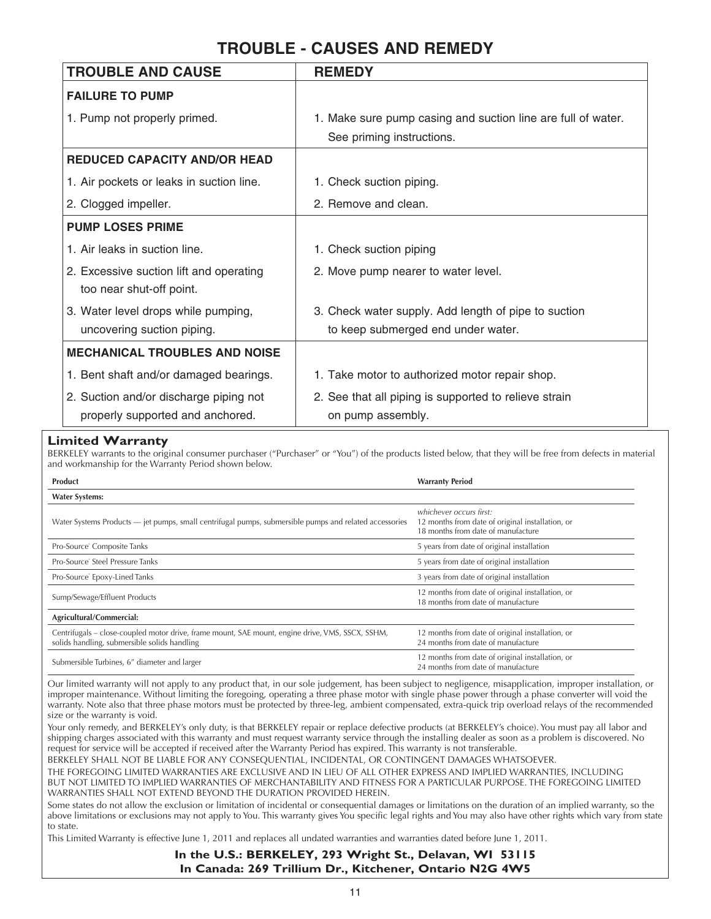# TROUBLE - CAUSES AND REMEDY

| TROUBLE AND CAUSE | REMEDY |
|---|---|
| **FAILURE TO PUMP** | |
| 1. Pump not properly primed. | 1. Make sure pump casing and suction line are full of water. See priming instructions. |
| **REDUCED CAPACITY AND/OR HEAD** | |
| 1. Air pockets or leaks in suction line. | 1. Check suction piping. |
| 2. Clogged impeller. | 2. Remove and clean. |
| **PUMP LOSES PRIME** | |
| 1. Air leaks in suction line. | 1. Check suction piping |
| 2. Excessive suction lift and operating too near shut-off point. | 2. Move pump nearer to water level. |
| 3. Water level drops while pumping, uncovering suction piping. | 3. Check water supply. Add length of pipe to suction to keep submerged end under water. |
| **MECHANICAL TROUBLES AND NOISE** | |
| 1. Bent shaft and/or damaged bearings. | 1. Take motor to authorized motor repair shop. |
| 2. Suction and/or discharge piping not properly supported and anchored. | 2. See that all piping is supported to relieve strain on pump assembly. |

## Limited Warranty

BERKELEY warrants to the original consumer purchaser ("Purchaser" or "You") of the products listed below, that they will be free from defects in material and workmanship for the Warranty Period shown below.

| Product | Warranty Period |
|---|---|
| **Water Systems:** | |
| Water Systems Products — jet pumps, small centrifugal pumps, submersible pumps and related accessories | *whichever occurs first:* 12 months from date of original installation, or 18 months from date of manufacture |
| Pro-Source® Composite Tanks | 5 years from date of original installation |
| Pro-Source® Steel Pressure Tanks | 5 years from date of original installation |
| Pro-Source® Epoxy-Lined Tanks | 3 years from date of original installation |
| Sump/Sewage/Effluent Products | 12 months from date of original installation, or 18 months from date of manufacture |
| **Agricultural/Commercial:** | |
| Centrifugals – close-coupled motor drive, frame mount, SAE mount, engine drive, VMS, SSCX, SSHM, solids handling, submersible solids handling | 12 months from date of original installation, or 24 months from date of manufacture |
| Submersible Turbines, 6" diameter and larger | 12 months from date of original installation, or 24 months from date of manufacture |

Our limited warranty will not apply to any product that, in our sole judgement, has been subject to negligence, misapplication, improper installation, or improper maintenance. Without limiting the foregoing, operating a three phase motor with single phase power through a phase converter will void the warranty. Note also that three phase motors must be protected by three-leg, ambient compensated, extra-quick trip overload relays of the recommended size or the warranty is void.

Your only remedy, and BERKELEY's only duty, is that BERKELEY repair or replace defective products (at BERKELEY's choice). You must pay all labor and shipping charges associated with this warranty and must request warranty service through the installing dealer as soon as a problem is discovered. No request for service will be accepted if received after the Warranty Period has expired. This warranty is not transferable.

BERKELEY SHALL NOT BE LIABLE FOR ANY CONSEQUENTIAL, INCIDENTAL, OR CONTINGENT DAMAGES WHATSOEVER.

THE FOREGOING LIMITED WARRANTIES ARE EXCLUSIVE AND IN LIEU OF ALL OTHER EXPRESS AND IMPLIED WARRANTIES, INCLUDING BUT NOT LIMITED TO IMPLIED WARRANTIES OF MERCHANTABILITY AND FITNESS FOR A PARTICULAR PURPOSE. THE FOREGOING LIMITED WARRANTIES SHALL NOT EXTEND BEYOND THE DURATION PROVIDED HEREIN.

Some states do not allow the exclusion or limitation of incidental or consequential damages or limitations on the duration of an implied warranty, so the above limitations or exclusions may not apply to You. This warranty gives You specific legal rights and You may also have other rights which vary from state to state.

This Limited Warranty is effective June 1, 2011 and replaces all undated warranties and warranties dated before June 1, 2011.

**In the U.S.: BERKELEY, 293 Wright St., Delavan, WI 53115**
**In Canada: 269 Trillium Dr., Kitchener, Ontario N2G 4W5**